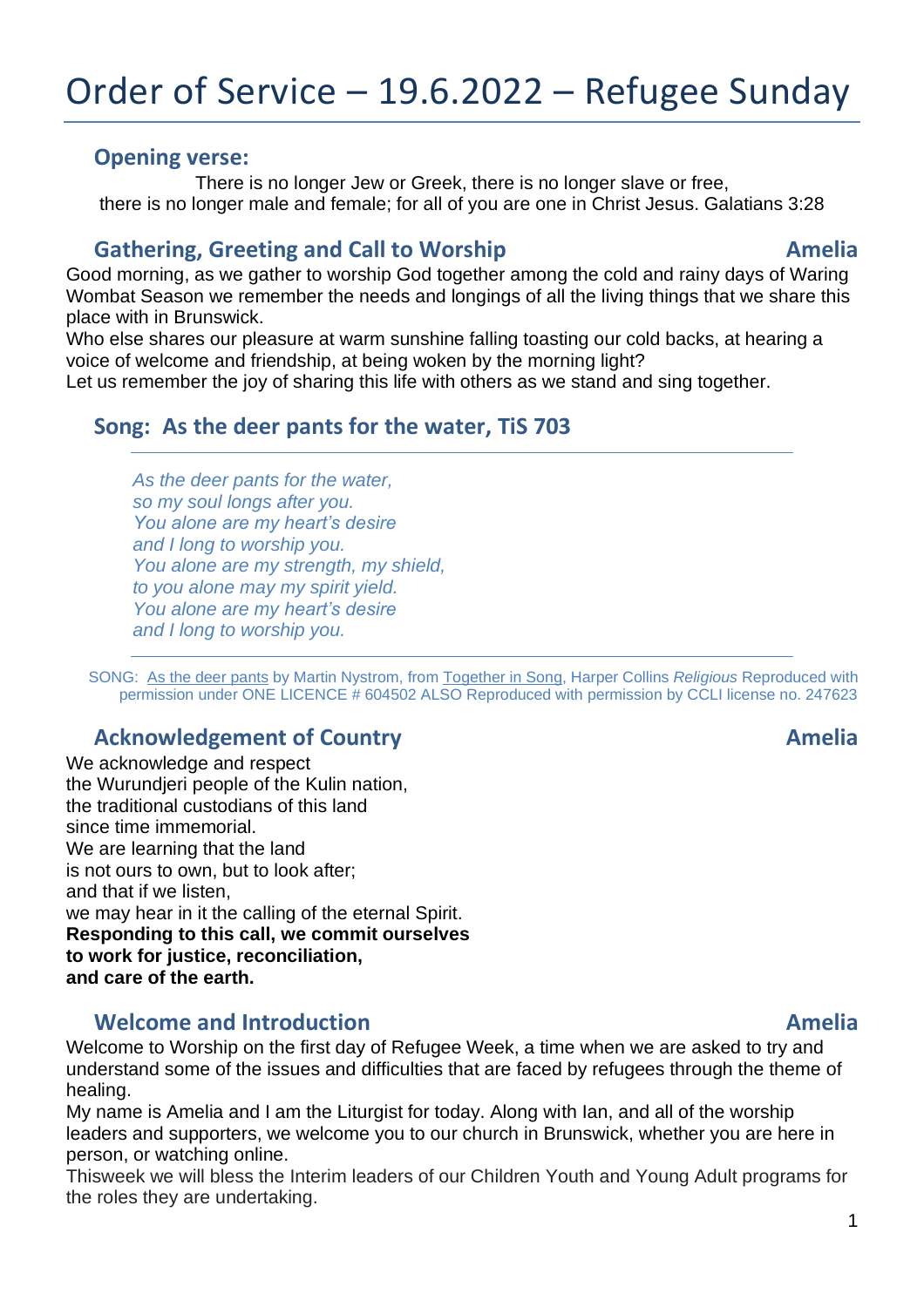# Order of Service – 19.6.2022 – Refugee Sunday

## Opening verse:

There is no longer Jew or Greek, there is no longer slave or free, there is no longer male and female; for all of you are one in Christ Jesus. Galatians 3:28

## Gathering, Greeting and Call to Worship — Amelia

Good morning, as we gather to worship God together among the cold and rainy days of Waring Wombat Season we remember the needs and longings of all the living things that we share this place with in Brunswick.
Who else shares our pleasure at warm sunshine falling toasting our cold backs, at hearing a voice of welcome and friendship, at being woken by the morning light?
Let us remember the joy of sharing this life with others as we stand and sing together.

## Song: As the deer pants for the water, TiS 703

---

*As the deer pants for the water,*
*so my soul longs after you.*
*You alone are my heart's desire*
*and I long to worship you.*
*You alone are my strength, my shield,*
*to you alone may my spirit yield.*
*You alone are my heart's desire*
*and I long to worship you.*

---

SONG: As the deer pants by Martin Nystrom, from Together in Song, Harper Collins *Religious* Reproduced with permission under ONE LICENCE # 604502 ALSO Reproduced with permission by CCLI license no. 247623

## Acknowledgement of Country — Amelia

We acknowledge and respect
the Wurundjeri people of the Kulin nation,
the traditional custodians of this land
since time immemorial.
We are learning that the land
is not ours to own, but to look after;
and that if we listen,
we may hear in it the calling of the eternal Spirit.
**Responding to this call, we commit ourselves**
**to work for justice, reconciliation,**
**and care of the earth.**

## Welcome and Introduction — Amelia

Welcome to Worship on the first day of Refugee Week, a time when we are asked to try and understand some of the issues and difficulties that are faced by refugees through the theme of healing.
My name is Amelia and I am the Liturgist for today. Along with Ian, and all of the worship leaders and supporters, we welcome you to our church in Brunswick, whether you are here in person, or watching online.
Thisweek we will bless the Interim leaders of our Children Youth and Young Adult programs for the roles they are undertaking.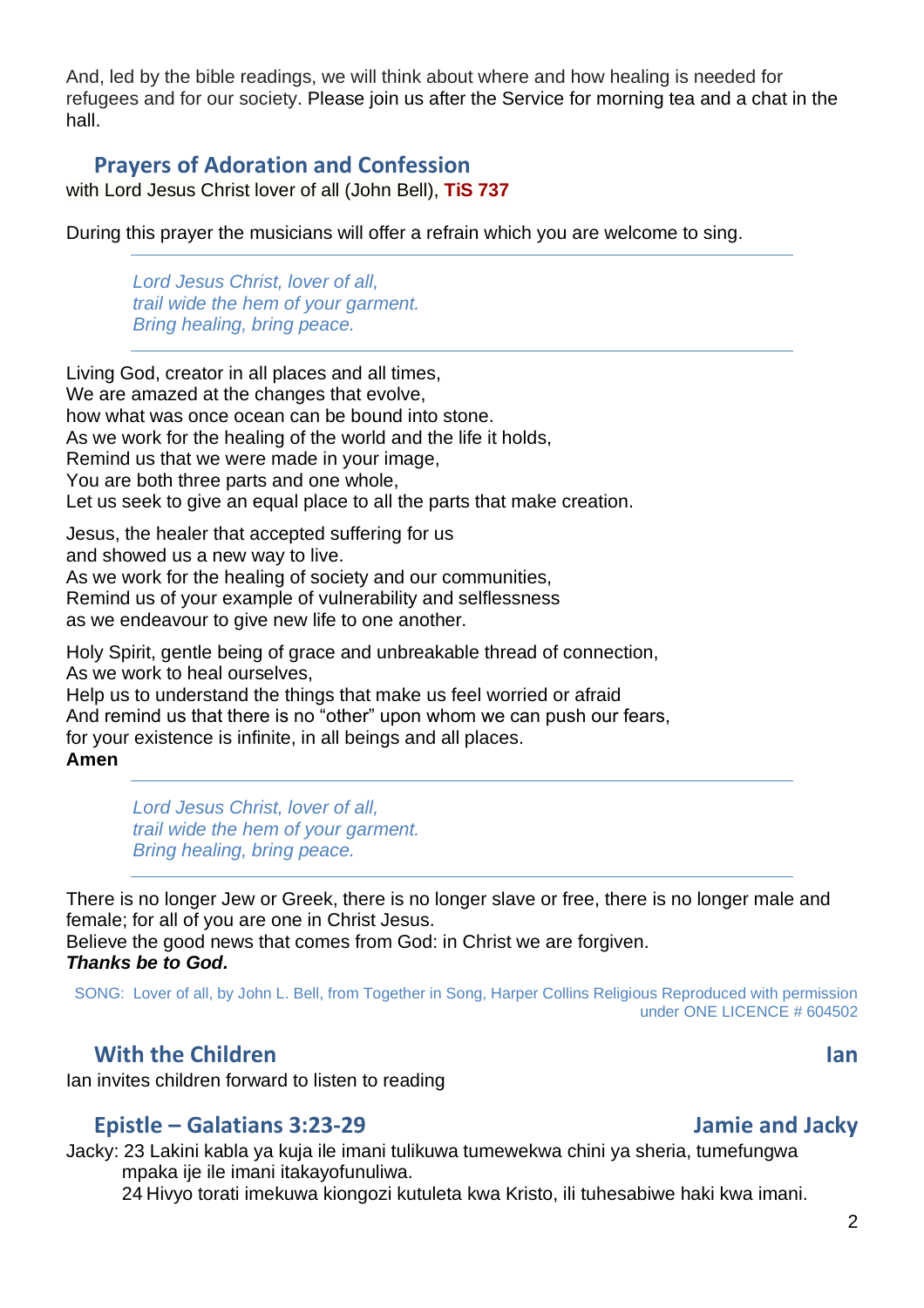And, led by the bible readings, we will think about where and how healing is needed for refugees and for our society. Please join us after the Service for morning tea and a chat in the hall.

## Prayers of Adoration and Confession

with Lord Jesus Christ lover of all (John Bell), **TiS 737**

During this prayer the musicians will offer a refrain which you are welcome to sing.

---

*Lord Jesus Christ, lover of all,*
*trail wide the hem of your garment.*
*Bring healing, bring peace.*

---

Living God, creator in all places and all times,
We are amazed at the changes that evolve,
how what was once ocean can be bound into stone.
As we work for the healing of the world and the life it holds,
Remind us that we were made in your image,
You are both three parts and one whole,
Let us seek to give an equal place to all the parts that make creation.

Jesus, the healer that accepted suffering for us
and showed us a new way to live.
As we work for the healing of society and our communities,
Remind us of your example of vulnerability and selflessness
as we endeavour to give new life to one another.

Holy Spirit, gentle being of grace and unbreakable thread of connection,
As we work to heal ourselves,
Help us to understand the things that make us feel worried or afraid
And remind us that there is no "other" upon whom we can push our fears,
for your existence is infinite, in all beings and all places.
**Amen**

---

*Lord Jesus Christ, lover of all,*
*trail wide the hem of your garment.*
*Bring healing, bring peace.*

---

There is no longer Jew or Greek, there is no longer slave or free, there is no longer male and female; for all of you are one in Christ Jesus.
Believe the good news that comes from God: in Christ we are forgiven.
***Thanks be to God.***

SONG: Lover of all, by John L. Bell, from Together in Song, Harper Collins Religious Reproduced with permission under ONE LICENCE # 604502

## With the Children — Ian

Ian invites children forward to listen to reading

## Epistle – Galatians 3:23-29 — Jamie and Jacky

Jacky: 23 Lakini kabla ya kuja ile imani tulikuwa tumewekwa chini ya sheria, tumefungwa mpaka ije ile imani itakayofunuliwa.
24 Hivyo torati imekuwa kiongozi kutuleta kwa Kristo, ili tuhesabiwe haki kwa imani.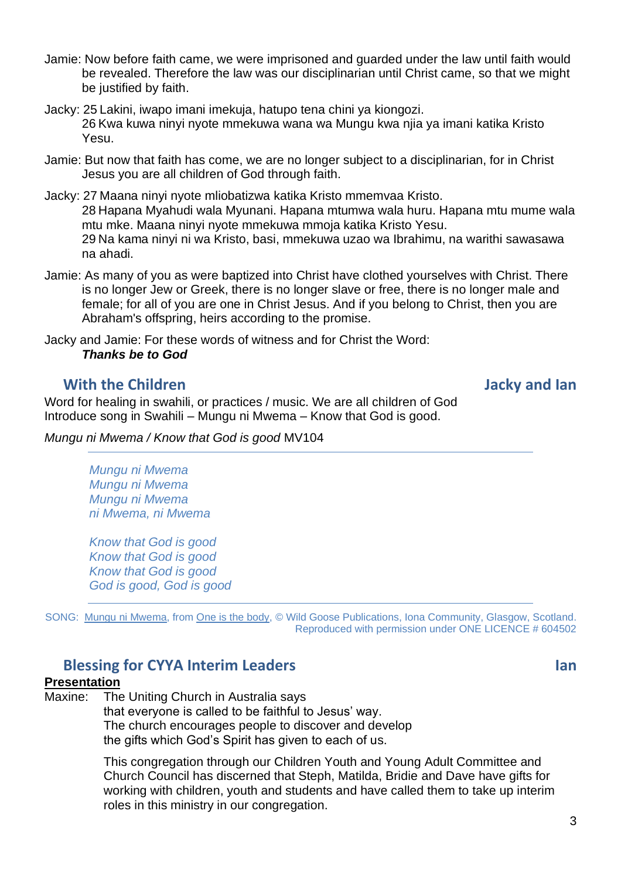Jamie: Now before faith came, we were imprisoned and guarded under the law until faith would be revealed. Therefore the law was our disciplinarian until Christ came, so that we might be justified by faith.

Jacky: 25 Lakini, iwapo imani imekuja, hatupo tena chini ya kiongozi.
26 Kwa kuwa ninyi nyote mmekuwa wana wa Mungu kwa njia ya imani katika Kristo Yesu.

Jamie: But now that faith has come, we are no longer subject to a disciplinarian, for in Christ Jesus you are all children of God through faith.

Jacky: 27 Maana ninyi nyote mliobatizwa katika Kristo mmemvaa Kristo.
28 Hapana Myahudi wala Myunani. Hapana mtumwa wala huru. Hapana mtu mume wala mtu mke. Maana ninyi nyote mmekuwa mmoja katika Kristo Yesu.
29 Na kama ninyi ni wa Kristo, basi, mmekuwa uzao wa Ibrahimu, na warithi sawasawa na ahadi.

Jamie: As many of you as were baptized into Christ have clothed yourselves with Christ. There is no longer Jew or Greek, there is no longer slave or free, there is no longer male and female; for all of you are one in Christ Jesus. And if you belong to Christ, then you are Abraham's offspring, heirs according to the promise.

Jacky and Jamie: For these words of witness and for Christ the Word:
***Thanks be to God***

## With the Children — Jacky and Ian

Word for healing in swahili, or practices / music. We are all children of God
Introduce song in Swahili – Mungu ni Mwema – Know that God is good.

*Mungu ni Mwema / Know that God is good* MV104

---

*Mungu ni Mwema*
*Mungu ni Mwema*
*Mungu ni Mwema*
*ni Mwema, ni Mwema*

*Know that God is good*
*Know that God is good*
*Know that God is good*
*God is good, God is good*

---

SONG: Mungu ni Mwema, from One is the body, © Wild Goose Publications, Iona Community, Glasgow, Scotland.
Reproduced with permission under ONE LICENCE # 604502

## Blessing for CYYA Interim Leaders — Ian

**Presentation**

Maxine: The Uniting Church in Australia says
that everyone is called to be faithful to Jesus' way.
The church encourages people to discover and develop
the gifts which God's Spirit has given to each of us.

This congregation through our Children Youth and Young Adult Committee and Church Council has discerned that Steph, Matilda, Bridie and Dave have gifts for working with children, youth and students and have called them to take up interim roles in this ministry in our congregation.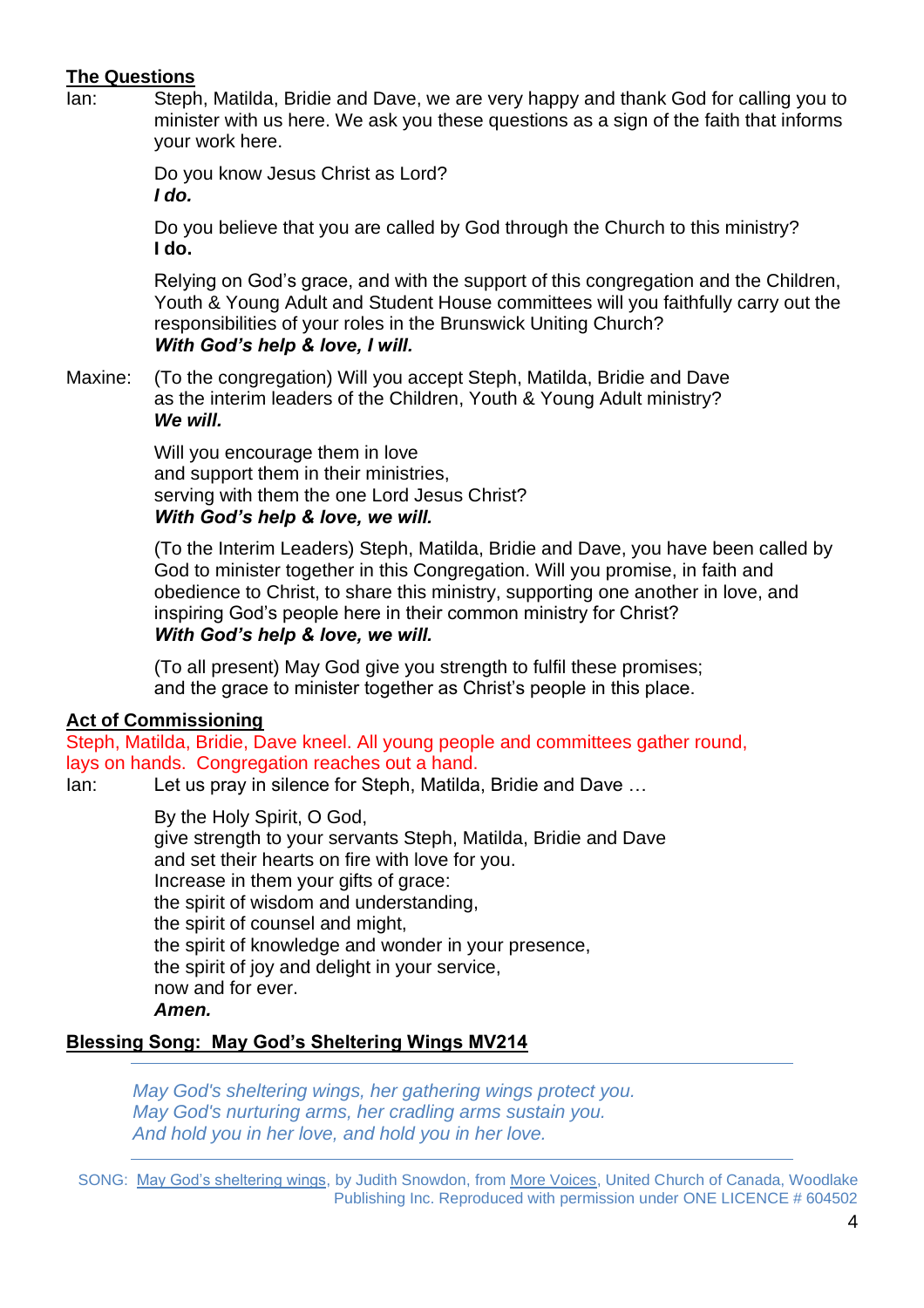## The Questions

Ian: Steph, Matilda, Bridie and Dave, we are very happy and thank God for calling you to minister with us here. We ask you these questions as a sign of the faith that informs your work here.

Do you know Jesus Christ as Lord?
***I do.***

Do you believe that you are called by God through the Church to this ministry?
**I do.**

Relying on God's grace, and with the support of this congregation and the Children, Youth & Young Adult and Student House committees will you faithfully carry out the responsibilities of your roles in the Brunswick Uniting Church?
***With God's help & love, I will.***

Maxine: (To the congregation) Will you accept Steph, Matilda, Bridie and Dave as the interim leaders of the Children, Youth & Young Adult ministry?
***We will.***

Will you encourage them in love
and support them in their ministries,
serving with them the one Lord Jesus Christ?
***With God's help & love, we will.***

(To the Interim Leaders) Steph, Matilda, Bridie and Dave, you have been called by God to minister together in this Congregation. Will you promise, in faith and obedience to Christ, to share this ministry, supporting one another in love, and inspiring God's people here in their common ministry for Christ?
***With God's help & love, we will.***

(To all present) May God give you strength to fulfil these promises;
and the grace to minister together as Christ's people in this place.

## Act of Commissioning

Steph, Matilda, Bridie, Dave kneel. All young people and committees gather round, lays on hands. Congregation reaches out a hand.

Ian: Let us pray in silence for Steph, Matilda, Bridie and Dave …

By the Holy Spirit, O God,
give strength to your servants Steph, Matilda, Bridie and Dave
and set their hearts on fire with love for you.
Increase in them your gifts of grace:
the spirit of wisdom and understanding,
the spirit of counsel and might,
the spirit of knowledge and wonder in your presence,
the spirit of joy and delight in your service,
now and for ever.
***Amen.***

## Blessing Song: May God's Sheltering Wings MV214

---

*May God's sheltering wings, her gathering wings protect you.*
*May God's nurturing arms, her cradling arms sustain you.*
*And hold you in her love, and hold you in her love.*

---

SONG: May God's sheltering wings, by Judith Snowdon, from More Voices, United Church of Canada, Woodlake Publishing Inc. Reproduced with permission under ONE LICENCE # 604502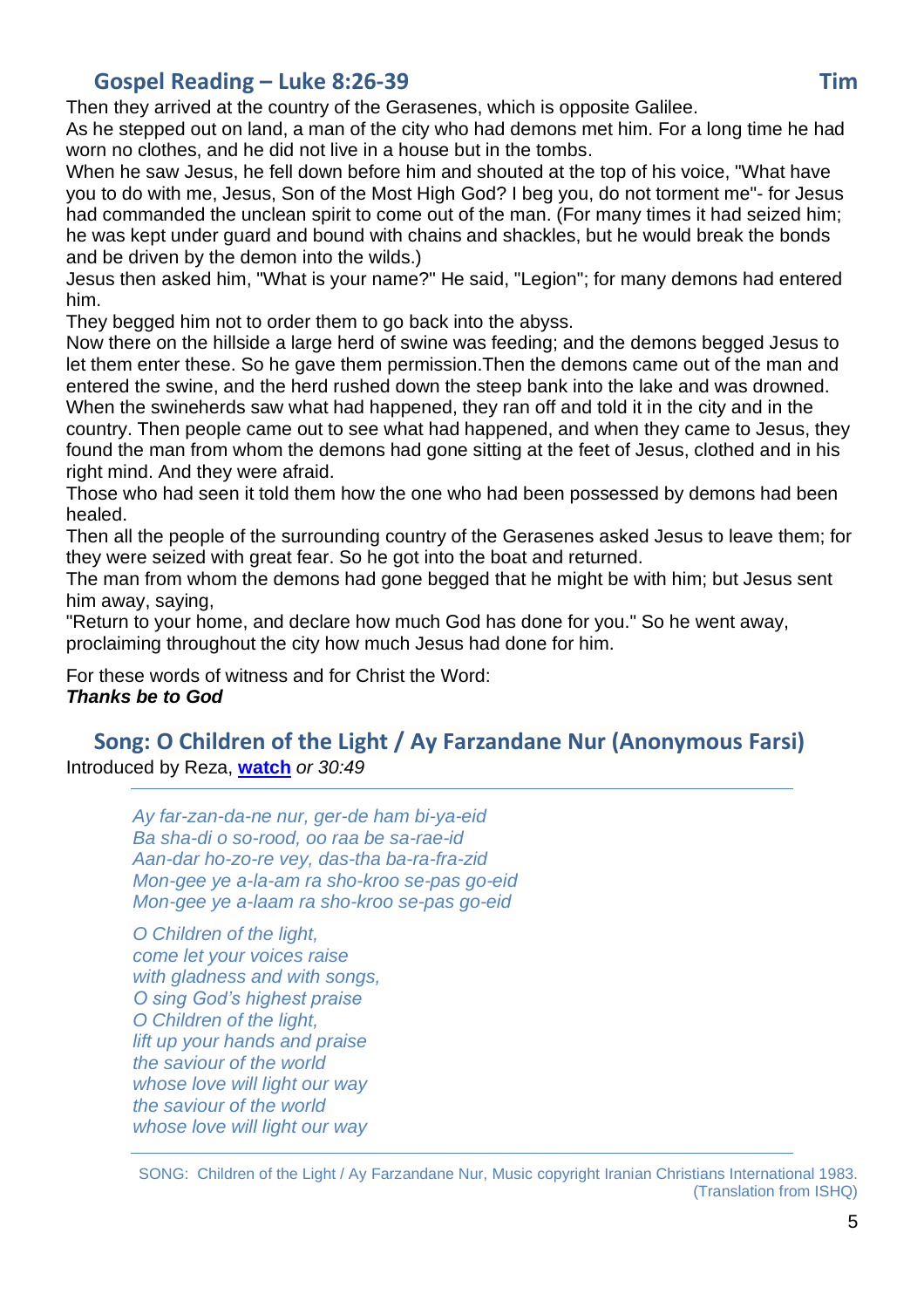## Gospel Reading – Luke 8:26-39 Tim

Then they arrived at the country of the Gerasenes, which is opposite Galilee.
As he stepped out on land, a man of the city who had demons met him. For a long time he had worn no clothes, and he did not live in a house but in the tombs.
When he saw Jesus, he fell down before him and shouted at the top of his voice, "What have you to do with me, Jesus, Son of the Most High God? I beg you, do not torment me"- for Jesus had commanded the unclean spirit to come out of the man. (For many times it had seized him; he was kept under guard and bound with chains and shackles, but he would break the bonds and be driven by the demon into the wilds.)
Jesus then asked him, "What is your name?" He said, "Legion"; for many demons had entered him.
They begged him not to order them to go back into the abyss.
Now there on the hillside a large herd of swine was feeding; and the demons begged Jesus to let them enter these. So he gave them permission.Then the demons came out of the man and entered the swine, and the herd rushed down the steep bank into the lake and was drowned.
When the swineherds saw what had happened, they ran off and told it in the city and in the country. Then people came out to see what had happened, and when they came to Jesus, they found the man from whom the demons had gone sitting at the feet of Jesus, clothed and in his right mind. And they were afraid.
Those who had seen it told them how the one who had been possessed by demons had been healed.
Then all the people of the surrounding country of the Gerasenes asked Jesus to leave them; for they were seized with great fear. So he got into the boat and returned.
The man from whom the demons had gone begged that he might be with him; but Jesus sent him away, saying,
"Return to your home, and declare how much God has done for you." So he went away, proclaiming throughout the city how much Jesus had done for him.

For these words of witness and for Christ the Word:
***Thanks be to God***

## Song: O Children of the Light / Ay Farzandane Nur (Anonymous Farsi)

Introduced by Reza, **watch** *or 30:49*

*Ay far-zan-da-ne nur, ger-de ham bi-ya-eid*
*Ba sha-di o so-rood, oo raa be sa-rae-id*
*Aan-dar ho-zo-re vey, das-tha ba-ra-fra-zid*
*Mon-gee ye a-la-am ra sho-kroo se-pas go-eid*
*Mon-gee ye a-laam ra sho-kroo se-pas go-eid*

*O Children of the light,*
*come let your voices raise*
*with gladness and with songs,*
*O sing God's highest praise*
*O Children of the light,*
*lift up your hands and praise*
*the saviour of the world*
*whose love will light our way*
*the saviour of the world*
*whose love will light our way*

SONG: Children of the Light / Ay Farzandane Nur, Music copyright Iranian Christians International 1983. (Translation from ISHQ)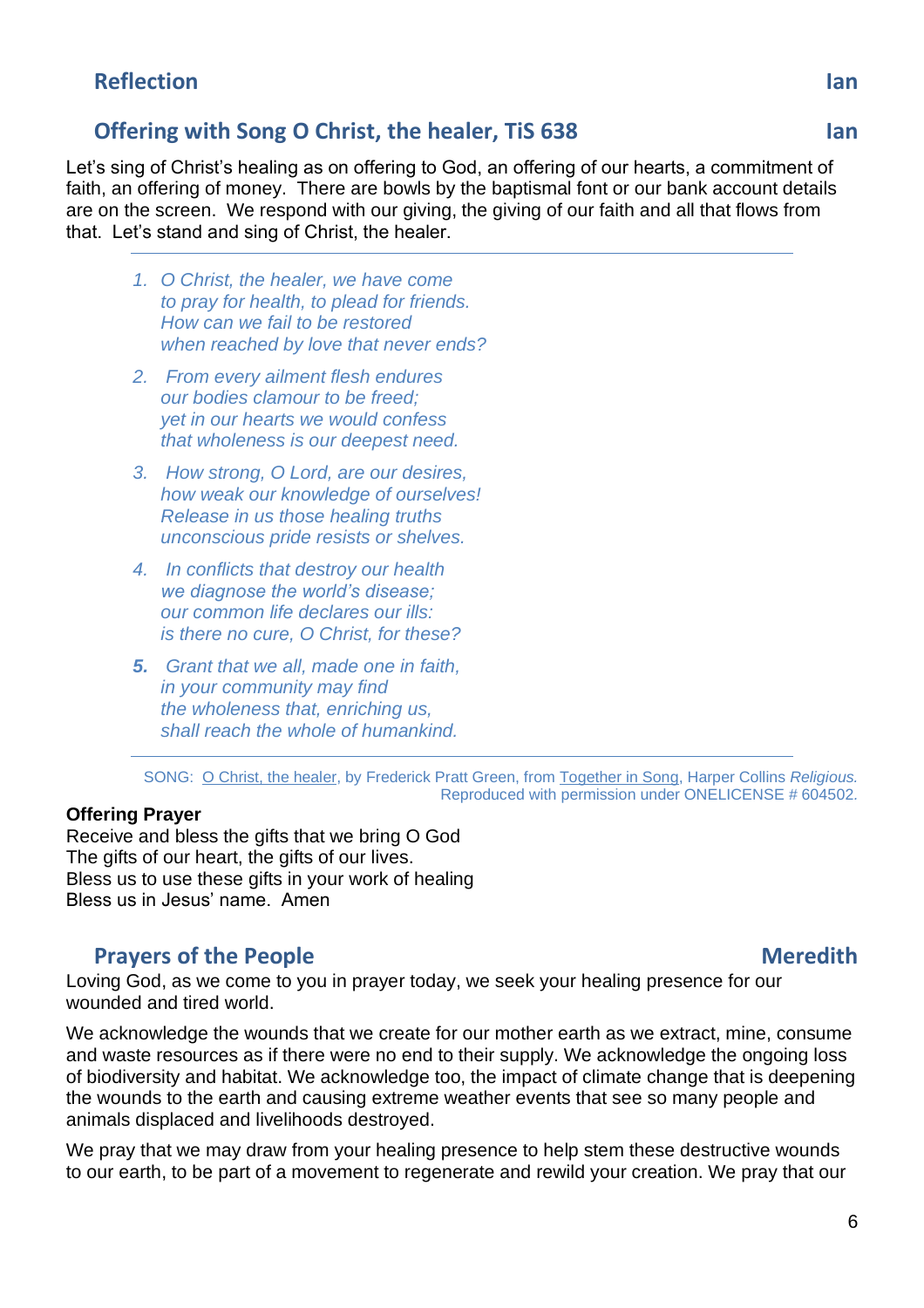## Reflection — Ian

## Offering with Song O Christ, the healer, TiS 638 — Ian

Let's sing of Christ's healing as on offering to God, an offering of our hearts, a commitment of faith, an offering of money. There are bowls by the baptismal font or our bank account details are on the screen. We respond with our giving, the giving of our faith and all that flows from that. Let's stand and sing of Christ, the healer.

---

1. *O Christ, the healer, we have come*
   *to pray for health, to plead for friends.*
   *How can we fail to be restored*
   *when reached by love that never ends?*

2. *From every ailment flesh endures*
   *our bodies clamour to be freed;*
   *yet in our hearts we would confess*
   *that wholeness is our deepest need.*

3. *How strong, O Lord, are our desires,*
   *how weak our knowledge of ourselves!*
   *Release in us those healing truths*
   *unconscious pride resists or shelves.*

4. *In conflicts that destroy our health*
   *we diagnose the world's disease;*
   *our common life declares our ills:*
   *is there no cure, O Christ, for these?*

5. *Grant that we all, made one in faith,*
   *in your community may find*
   *the wholeness that, enriching us,*
   *shall reach the whole of humankind.*

---

SONG: O Christ, the healer, by Frederick Pratt Green, from Together in Song, Harper Collins *Religious.* Reproduced with permission under ONELICENSE # 604502.

**Offering Prayer**

Receive and bless the gifts that we bring O God
The gifts of our heart, the gifts of our lives.
Bless us to use these gifts in your work of healing
Bless us in Jesus' name. Amen

## Prayers of the People — Meredith

Loving God, as we come to you in prayer today, we seek your healing presence for our wounded and tired world.

We acknowledge the wounds that we create for our mother earth as we extract, mine, consume and waste resources as if there were no end to their supply. We acknowledge the ongoing loss of biodiversity and habitat. We acknowledge too, the impact of climate change that is deepening the wounds to the earth and causing extreme weather events that see so many people and animals displaced and livelihoods destroyed.

We pray that we may draw from your healing presence to help stem these destructive wounds to our earth, to be part of a movement to regenerate and rewild your creation. We pray that our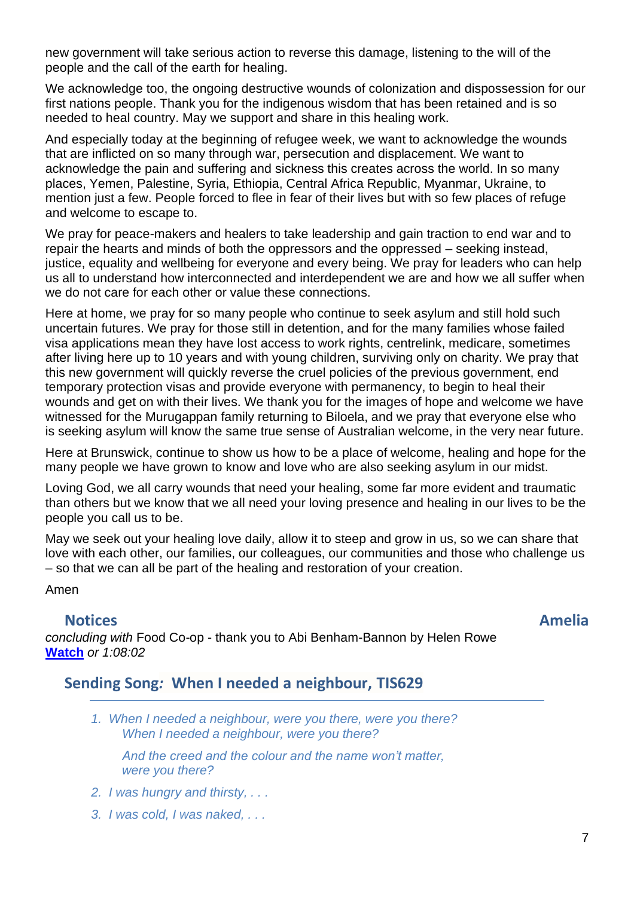new government will take serious action to reverse this damage, listening to the will of the people and the call of the earth for healing.

We acknowledge too, the ongoing destructive wounds of colonization and dispossession for our first nations people. Thank you for the indigenous wisdom that has been retained and is so needed to heal country. May we support and share in this healing work.

And especially today at the beginning of refugee week, we want to acknowledge the wounds that are inflicted on so many through war, persecution and displacement. We want to acknowledge the pain and suffering and sickness this creates across the world. In so many places, Yemen, Palestine, Syria, Ethiopia, Central Africa Republic, Myanmar, Ukraine, to mention just a few. People forced to flee in fear of their lives but with so few places of refuge and welcome to escape to.

We pray for peace-makers and healers to take leadership and gain traction to end war and to repair the hearts and minds of both the oppressors and the oppressed – seeking instead, justice, equality and wellbeing for everyone and every being. We pray for leaders who can help us all to understand how interconnected and interdependent we are and how we all suffer when we do not care for each other or value these connections.

Here at home, we pray for so many people who continue to seek asylum and still hold such uncertain futures. We pray for those still in detention, and for the many families whose failed visa applications mean they have lost access to work rights, centrelink, medicare, sometimes after living here up to 10 years and with young children, surviving only on charity. We pray that this new government will quickly reverse the cruel policies of the previous government, end temporary protection visas and provide everyone with permanency, to begin to heal their wounds and get on with their lives. We thank you for the images of hope and welcome we have witnessed for the Murugappan family returning to Biloela, and we pray that everyone else who is seeking asylum will know the same true sense of Australian welcome, in the very near future.

Here at Brunswick, continue to show us how to be a place of welcome, healing and hope for the many people we have grown to know and love who are also seeking asylum in our midst.

Loving God, we all carry wounds that need your healing, some far more evident and traumatic than others but we know that we all need your loving presence and healing in our lives to be the people you call us to be.

May we seek out your healing love daily, allow it to steep and grow in us, so we can share that love with each other, our families, our colleagues, our communities and those who challenge us – so that we can all be part of the healing and restoration of your creation.

Amen

## Notices — Amelia

*concluding with* Food Co-op - thank you to Abi Benham-Bannon by Helen Rowe
**Watch** *or 1:08:02*

## Sending Song*:* When I needed a neighbour, TIS629

1. *When I needed a neighbour, were you there, were you there?*
   *When I needed a neighbour, were you there?*

   *And the creed and the colour and the name won't matter,*
   *were you there?*
2. *I was hungry and thirsty, . . .*
3. *I was cold, I was naked, . . .*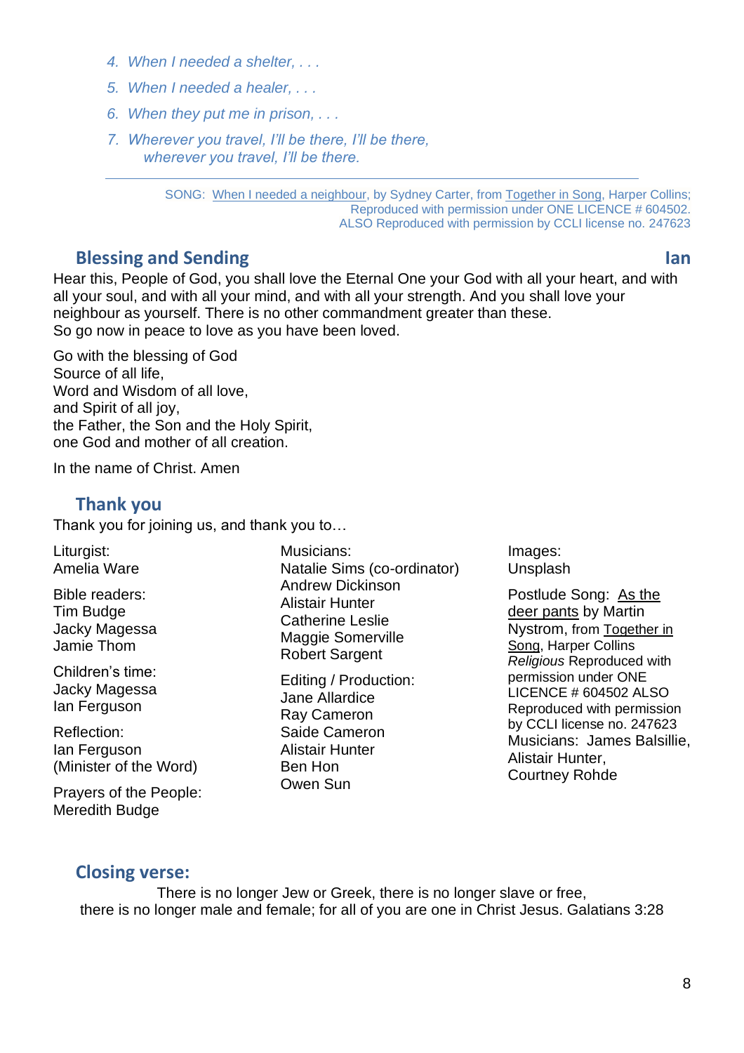4. *When I needed a shelter, . . .*
5. *When I needed a healer, . . .*
6. *When they put me in prison, . . .*
7. *Wherever you travel, I'll be there, I'll be there,*
   *wherever you travel, I'll be there.*

---

SONG: When I needed a neighbour, by Sydney Carter, from Together in Song, Harper Collins; Reproduced with permission under ONE LICENCE # 604502. ALSO Reproduced with permission by CCLI license no. 247623

## Blessing and Sending — Ian

Hear this, People of God, you shall love the Eternal One your God with all your heart, and with all your soul, and with all your mind, and with all your strength. And you shall love your neighbour as yourself. There is no other commandment greater than these.
So go now in peace to love as you have been loved.

Go with the blessing of God
Source of all life,
Word and Wisdom of all love,
and Spirit of all joy,
the Father, the Son and the Holy Spirit,
one God and mother of all creation.

In the name of Christ. Amen

## Thank you

Thank you for joining us, and thank you to…

Liturgist:
Amelia Ware

Bible readers:
Tim Budge
Jacky Magessa
Jamie Thom

Children's time:
Jacky Magessa
Ian Ferguson

Reflection:
Ian Ferguson
(Minister of the Word)

Prayers of the People:
Meredith Budge

Musicians:
Natalie Sims (co-ordinator)
Andrew Dickinson
Alistair Hunter
Catherine Leslie
Maggie Somerville
Robert Sargent

Editing / Production:
Jane Allardice
Ray Cameron
Saide Cameron
Alistair Hunter
Ben Hon
Owen Sun

Images:
Unsplash

Postlude Song: As the deer pants by Martin Nystrom, from Together in Song, Harper Collins *Religious* Reproduced with permission under ONE LICENCE # 604502 ALSO Reproduced with permission by CCLI license no. 247623
Musicians: James Balsillie, Alistair Hunter, Courtney Rohde

## Closing verse:

There is no longer Jew or Greek, there is no longer slave or free,
there is no longer male and female; for all of you are one in Christ Jesus. Galatians 3:28